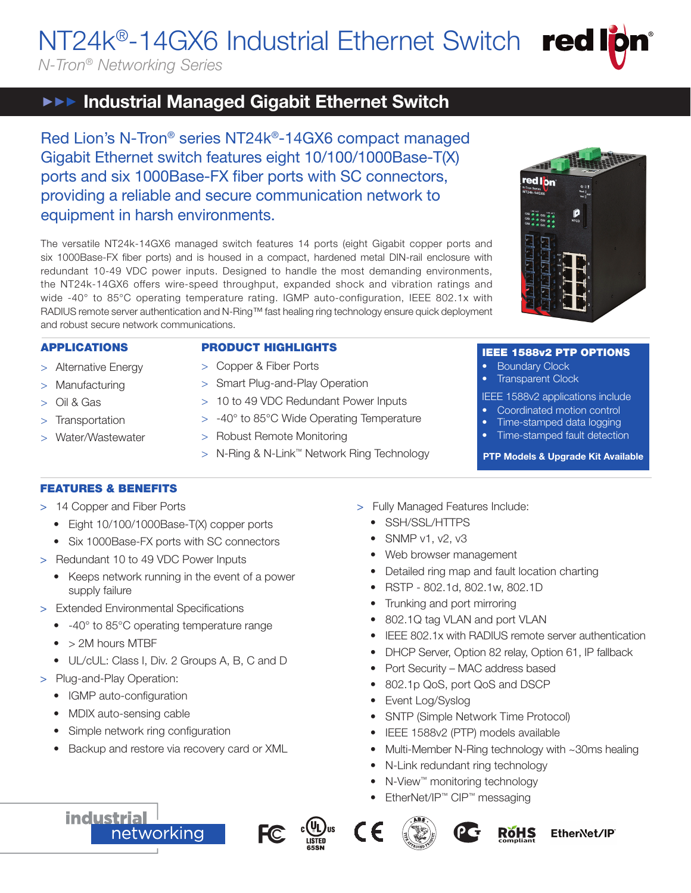# NT24k®-14GX6 Industrial Ethernet Switch

*N-Tron® Networking Series*

## ►►► Industrial Managed Gigabit Ethernet Switch

Red Lion's N-Tron® series NT24k®-14GX6 compact managed Gigabit Ethernet switch features eight 10/100/1000Base-T(X) ports and six 1000Base-FX fiber ports with SC connectors, providing a reliable and secure communication network to equipment in harsh environments.

The versatile NT24k-14GX6 managed switch features 14 ports (eight Gigabit copper ports and six 1000Base-FX fiber ports) and is housed in a compact, hardened metal DIN-rail enclosure with redundant 10-49 VDC power inputs. Designed to handle the most demanding environments, the NT24k-14GX6 offers wire-speed throughput, expanded shock and vibration ratings and wide -40° to 85°C operating temperature rating. IGMP auto-configuration, IEEE 802.1x with RADIUS remote server authentication and N-Ring™ fast healing ring technology ensure quick deployment and robust secure network communications.

### APPLICATIONS

- > Alternative Energy
- > Manufacturing
- > Oil & Gas
- > Transportation
- > Water/Wastewater

### PRODUCT HIGHLIGHTS

- > Copper & Fiber Ports
- > Smart Plug-and-Play Operation
- > 10 to 49 VDC Redundant Power Inputs
- > -40° to 85°C Wide Operating Temperature
- > Robust Remote Monitoring
- > N-Ring & N-Link™ Network Ring Technology

### IEEE 1588v2 PTP OPTIONS

- Boundary Clock
- Transparent Clock

IEEE 1588v2 applications include

- Coordinated motion control
- Time-stamped data logging
- Time-stamped fault detection

**PTP Models & Upgrade Kit Available**

### FEATURES & BENEFITS

- > 14 Copper and Fiber Ports
  - Eight 10/100/1000Base-T(X) copper ports
  - Six 1000Base-FX ports with SC connectors
- > Redundant 10 to 49 VDC Power Inputs
  - Keeps network running in the event of a power supply failure
- > Extended Environmental Specifications
  - -40° to 85°C operating temperature range
  - > 2M hours MTBF
  - UL/cUL: Class I, Div. 2 Groups A, B, C and D
- > Plug-and-Play Operation:
  - IGMP auto-configuration
  - MDIX auto-sensing cable
  - Simple network ring configuration
  - Backup and restore via recovery card or XML
- > Fully Managed Features Include:
  - SSH/SSL/HTTPS
  - SNMP v1, v2, v3
  - Web browser management
  - Detailed ring map and fault location charting
  - RSTP - 802.1d, 802.1w, 802.1D
  - Trunking and port mirroring
  - 802.1Q tag VLAN and port VLAN
  - IEEE 802.1x with RADIUS remote server authentication
  - DHCP Server, Option 82 relay, Option 61, IP fallback
  - Port Security – MAC address based
  - 802.1p QoS, port QoS and DSCP
  - Event Log/Syslog
  - SNTP (Simple Network Time Protocol)
  - IEEE 1588v2 (PTP) models available
  - Multi-Member N-Ring technology with ~30ms healing
  - N-Link redundant ring technology
  - N-View™ monitoring technology
  - EtherNet/IP™ CIP™ messaging

industrial networking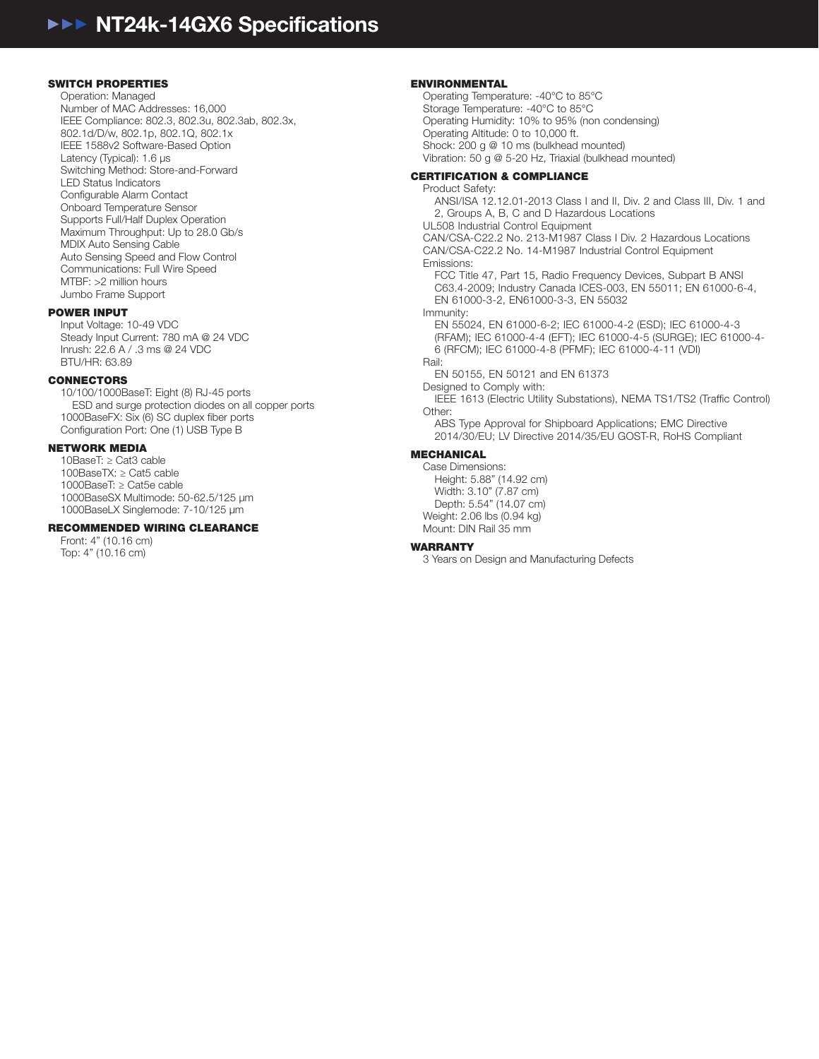# NT24k-14GX6 Specifications

## SWITCH PROPERTIES

Operation: Managed
Number of MAC Addresses: 16,000
IEEE Compliance: 802.3, 802.3u, 802.3ab, 802.3x, 802.1d/D/w, 802.1p, 802.1Q, 802.1x
IEEE 1588v2 Software-Based Option
Latency (Typical): 1.6 µs
Switching Method: Store-and-Forward
LED Status Indicators
Configurable Alarm Contact
Onboard Temperature Sensor
Supports Full/Half Duplex Operation
Maximum Throughput: Up to 28.0 Gb/s
MDIX Auto Sensing Cable
Auto Sensing Speed and Flow Control
Communications: Full Wire Speed
MTBF: >2 million hours
Jumbo Frame Support

## POWER INPUT

Input Voltage: 10-49 VDC
Steady Input Current: 780 mA @ 24 VDC
Inrush: 22.6 A / .3 ms @ 24 VDC
BTU/HR: 63.89

## CONNECTORS

10/100/1000BaseT: Eight (8) RJ-45 ports
- ESD and surge protection diodes on all copper ports

1000BaseFX: Six (6) SC duplex fiber ports
Configuration Port: One (1) USB Type B

## NETWORK MEDIA

10BaseT: ≥ Cat3 cable
100BaseTX: ≥ Cat5 cable
1000BaseT: ≥ Cat5e cable
1000BaseSX Multimode: 50-62.5/125 µm
1000BaseLX Singlemode: 7-10/125 µm

## RECOMMENDED WIRING CLEARANCE

Front: 4" (10.16 cm)
Top: 4" (10.16 cm)

## ENVIRONMENTAL

Operating Temperature: -40°C to 85°C
Storage Temperature: -40°C to 85°C
Operating Humidity: 10% to 95% (non condensing)
Operating Altitude: 0 to 10,000 ft.
Shock: 200 g @ 10 ms (bulkhead mounted)
Vibration: 50 g @ 5-20 Hz, Triaxial (bulkhead mounted)

## CERTIFICATION & COMPLIANCE

Product Safety:
- ANSI/ISA 12.12.01-2013 Class I and II, Div. 2 and Class III, Div. 1 and 2, Groups A, B, C and D Hazardous Locations

UL508 Industrial Control Equipment
CAN/CSA-C22.2 No. 213-M1987 Class I Div. 2 Hazardous Locations
CAN/CSA-C22.2 No. 14-M1987 Industrial Control Equipment

Emissions:
- FCC Title 47, Part 15, Radio Frequency Devices, Subpart B ANSI C63.4-2009; Industry Canada ICES-003, EN 55011; EN 61000-6-4, EN 61000-3-2, EN61000-3-3, EN 55032

Immunity:
- EN 55024, EN 61000-6-2; IEC 61000-4-2 (ESD); IEC 61000-4-3 (RFAM); IEC 61000-4-4 (EFT); IEC 61000-4-5 (SURGE); IEC 61000-4-6 (RFCM); IEC 61000-4-8 (PFMF); IEC 61000-4-11 (VDI)

Rail:
- EN 50155, EN 50121 and EN 61373

Designed to Comply with:
- IEEE 1613 (Electric Utility Substations), NEMA TS1/TS2 (Traffic Control)

Other:
- ABS Type Approval for Shipboard Applications; EMC Directive 2014/30/EU; LV Directive 2014/35/EU GOST-R, RoHS Compliant

## MECHANICAL

Case Dimensions:
- Height: 5.88" (14.92 cm)
- Width: 3.10" (7.87 cm)
- Depth: 5.54" (14.07 cm)

Weight: 2.06 lbs (0.94 kg)
Mount: DIN Rail 35 mm

## WARRANTY

3 Years on Design and Manufacturing Defects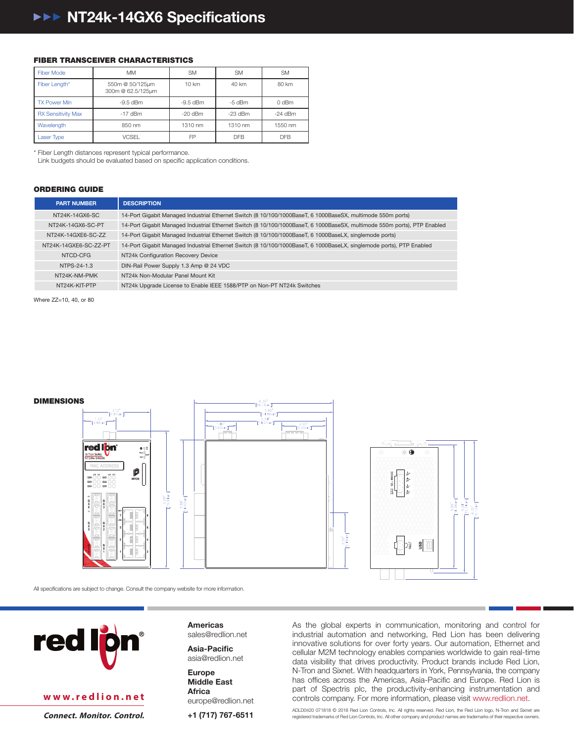# NT24k-14GX6 Specifications

### FIBER TRANSCEIVER CHARACTERISTICS

| Fiber Mode | MM | SM | SM | SM |
|---|---|---|---|---|
| Fiber Length* | 550m @ 50/125µm<br>300m @ 62.5/125µm | 10 km | 40 km | 80 km |
| TX Power Min | -9.5 dBm | -9.5 dBm | -5 dBm | 0 dBm |
| RX Sensitivity Max | -17 dBm | -20 dBm | -23 dBm | -24 dBm |
| Wavelength | 850 nm | 1310 nm | 1310 nm | 1550 nm |
| Laser Type | VCSEL | FP | DFB | DFB |

\* Fiber Length distances represent typical performance.
Link budgets should be evaluated based on specific application conditions.

### ORDERING GUIDE

| PART NUMBER | DESCRIPTION |
|---|---|
| NT24K-14GX6-SC | 14-Port Gigabit Managed Industrial Ethernet Switch (8 10/100/1000BaseT, 6 1000BaseSX, multimode 550m ports) |
| NT24K-14GX6-SC-PT | 14-Port Gigabit Managed Industrial Ethernet Switch (8 10/100/1000BaseT, 6 1000BaseSX, multimode 550m ports), PTP Enabled |
| NT24K-14GXE6-SC-ZZ | 14-Port Gigabit Managed Industrial Ethernet Switch (8 10/100/1000BaseT, 6 1000BaseLX, singlemode ports) |
| NT24K-14GXE6-SC-ZZ-PT | 14-Port Gigabit Managed Industrial Ethernet Switch (8 10/100/1000BaseT, 6 1000BaseLX, singlemode ports), PTP Enabled |
| NTCD-CFG | NT24k Configuration Recovery Device |
| NTPS-24-1.3 | DIN-Rail Power Supply 1.3 Amp @ 24 VDC |
| NT24K-NM-PMK | NT24k Non-Modular Panel Mount Kit |
| NT24K-KIT-PTP | NT24k Upgrade License to Enable IEEE 1588/PTP on Non-PT NT24k Switches |

Where ZZ=10, 40, or 80

### DIMENSIONS

All specifications are subject to change. Consult the company website for more information.

www.redlion.net

Connect. Monitor. Control.

**Americas**
sales@redlion.net

**Asia-Pacific**
asia@redlion.net

**Europe**
**Middle East**
**Africa**
europe@redlion.net

**+1 (717) 767-6511**

As the global experts in communication, monitoring and control for industrial automation and networking, Red Lion has been delivering innovative solutions for over forty years. Our automation, Ethernet and cellular M2M technology enables companies worldwide to gain real-time data visibility that drives productivity. Product brands include Red Lion, N-Tron and Sixnet. With headquarters in York, Pennsylvania, the company has offices across the Americas, Asia-Pacific and Europe. Red Lion is part of Spectris plc, the productivity-enhancing instrumentation and controls company. For more information, please visit www.redlion.net.

ADLD0420 071818 © 2018 Red Lion Controls, Inc. All rights reserved. Red Lion, the Red Lion logo, N-Tron and Sixnet are registered trademarks of Red Lion Controls, Inc. All other company and product names are trademarks of their respective owners.